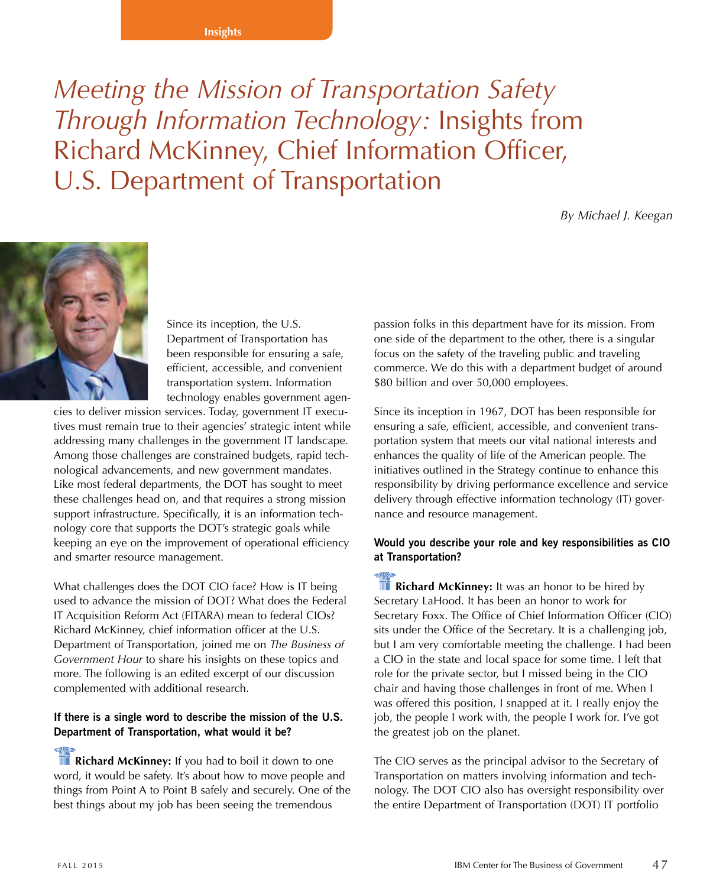Insights

# *Meeting the Mission of Transportation Safety Through Information Technology:* Insights from Richard McKinney, Chief Information Officer, U.S. Department of Transportation

*By Michael J. Keegan*

Since its inception, the U.S. Department of Transportation has been responsible for ensuring a safe, efficient, accessible, and convenient transportation system. Information technology enables government agencies to deliver mission services. Today, government IT executives must remain true to their agencies' strategic intent while addressing many challenges in the government IT landscape. Among those challenges are constrained budgets, rapid technological advancements, and new government mandates. Like most federal departments, the DOT has sought to meet these challenges head on, and that requires a strong mission support infrastructure. Specifically, it is an information technology core that supports the DOT's strategic goals while keeping an eye on the improvement of operational efficiency and smarter resource management.

What challenges does the DOT CIO face? How is IT being used to advance the mission of DOT? What does the Federal IT Acquisition Reform Act (FITARA) mean to federal CIOs? Richard McKinney, chief information officer at the U.S. Department of Transportation, joined me on *The Business of Government Hour* to share his insights on these topics and more. The following is an edited excerpt of our discussion complemented with additional research.

**If there is a single word to describe the mission of the U.S. Department of Transportation, what would it be?**

**Richard McKinney:** If you had to boil it down to one word, it would be safety. It's about how to move people and things from Point A to Point B safely and securely. One of the best things about my job has been seeing the tremendous passion folks in this department have for its mission. From one side of the department to the other, there is a singular focus on the safety of the traveling public and traveling commerce. We do this with a department budget of around $80 billion and over 50,000 employees.

Since its inception in 1967, DOT has been responsible for ensuring a safe, efficient, accessible, and convenient transportation system that meets our vital national interests and enhances the quality of life of the American people. The initiatives outlined in the Strategy continue to enhance this responsibility by driving performance excellence and service delivery through effective information technology (IT) governance and resource management.

**Would you describe your role and key responsibilities as CIO at Transportation?**

**Richard McKinney:** It was an honor to be hired by Secretary LaHood. It has been an honor to work for Secretary Foxx. The Office of Chief Information Officer (CIO) sits under the Office of the Secretary. It is a challenging job, but I am very comfortable meeting the challenge. I had been a CIO in the state and local space for some time. I left that role for the private sector, but I missed being in the CIO chair and having those challenges in front of me. When I was offered this position, I snapped at it. I really enjoy the job, the people I work with, the people I work for. I've got the greatest job on the planet.

The CIO serves as the principal advisor to the Secretary of Transportation on matters involving information and technology. The DOT CIO also has oversight responsibility over the entire Department of Transportation (DOT) IT portfolio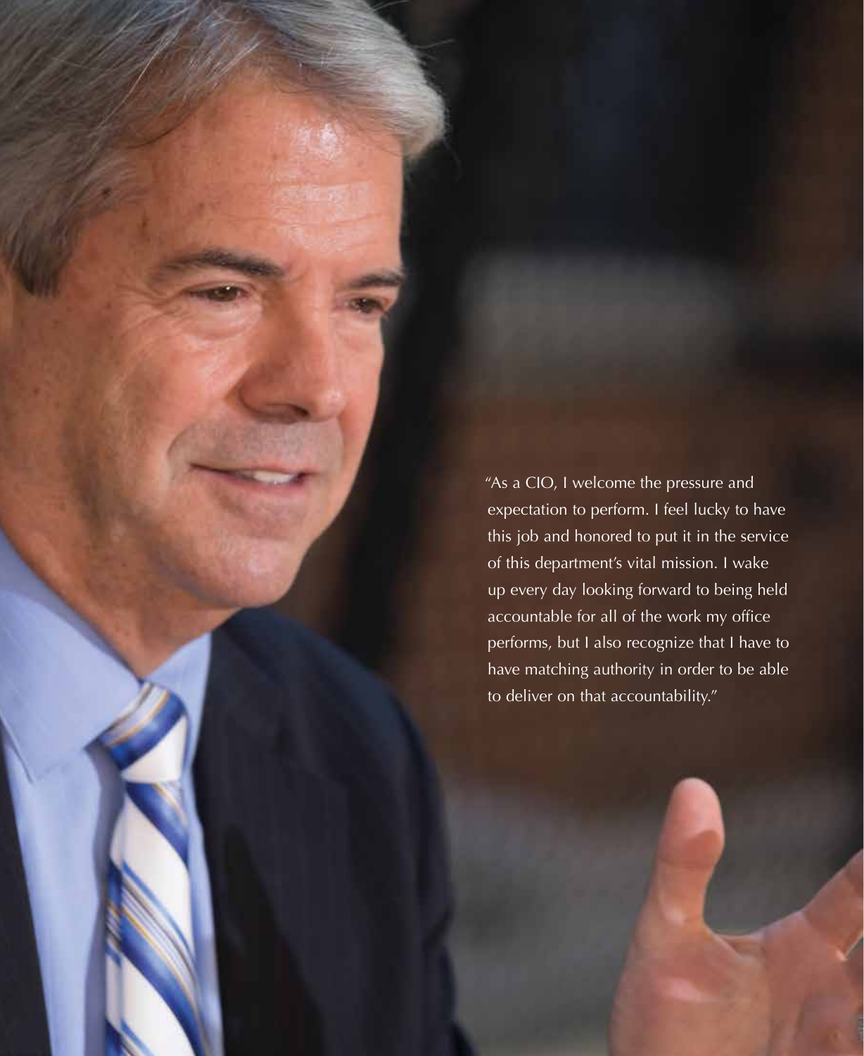"As a CIO, I welcome the pressure and expectation to perform. I feel lucky to have this job and honored to put it in the service of this department's vital mission. I wake up every day looking forward to being held accountable for all of the work my office performs, but I also recognize that I have to have matching authority in order to be able to deliver on that accountability."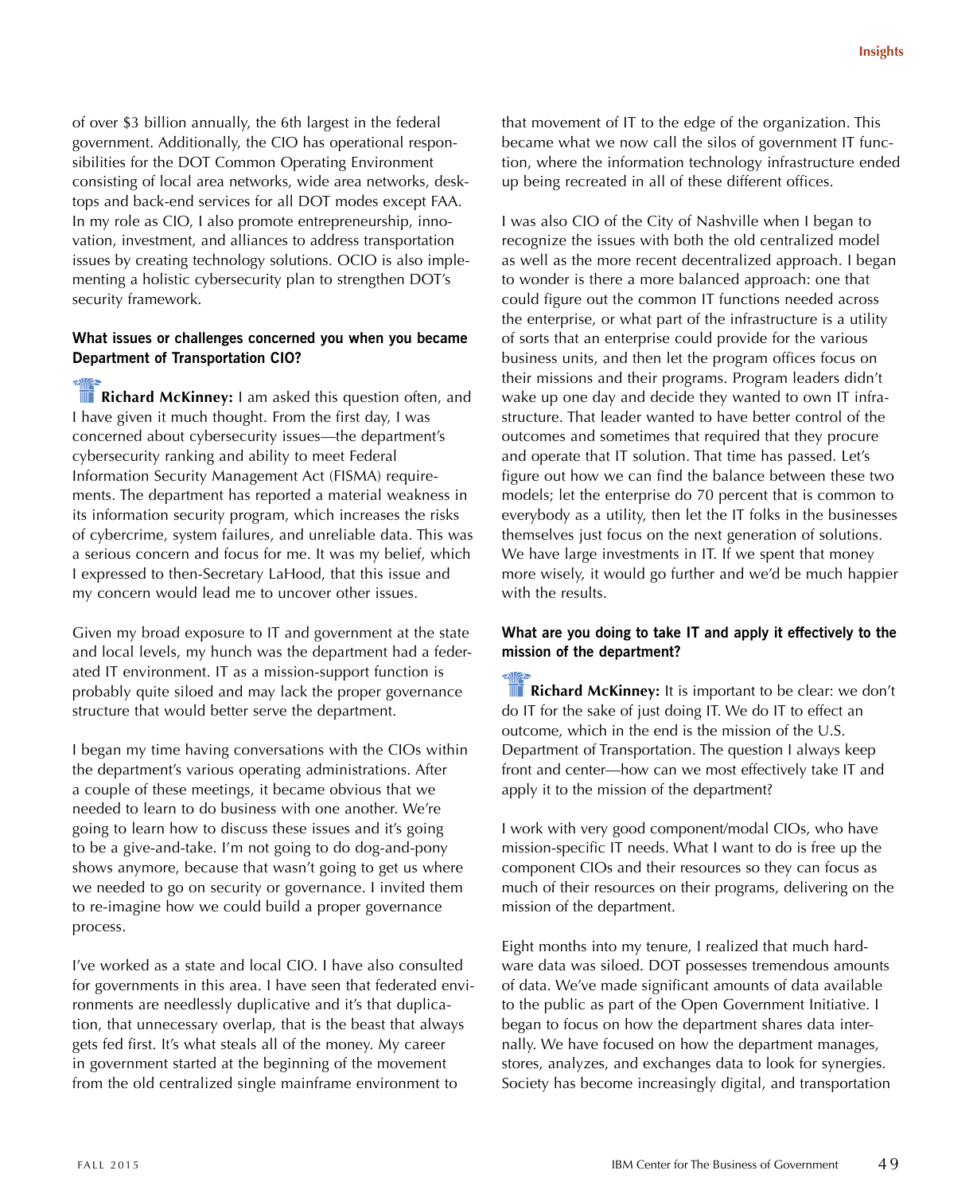of over $3 billion annually, the 6th largest in the federal government. Additionally, the CIO has operational responsibilities for the DOT Common Operating Environment consisting of local area networks, wide area networks, desktops and back-end services for all DOT modes except FAA. In my role as CIO, I also promote entrepreneurship, innovation, investment, and alliances to address transportation issues by creating technology solutions. OCIO is also implementing a holistic cybersecurity plan to strengthen DOT's security framework.

**What issues or challenges concerned you when you became Department of Transportation CIO?**

**Richard McKinney:** I am asked this question often, and I have given it much thought. From the first day, I was concerned about cybersecurity issues—the department's cybersecurity ranking and ability to meet Federal Information Security Management Act (FISMA) requirements. The department has reported a material weakness in its information security program, which increases the risks of cybercrime, system failures, and unreliable data. This was a serious concern and focus for me. It was my belief, which I expressed to then-Secretary LaHood, that this issue and my concern would lead me to uncover other issues.

Given my broad exposure to IT and government at the state and local levels, my hunch was the department had a federated IT environment. IT as a mission-support function is probably quite siloed and may lack the proper governance structure that would better serve the department.

I began my time having conversations with the CIOs within the department's various operating administrations. After a couple of these meetings, it became obvious that we needed to learn to do business with one another. We're going to learn how to discuss these issues and it's going to be a give-and-take. I'm not going to do dog-and-pony shows anymore, because that wasn't going to get us where we needed to go on security or governance. I invited them to re-imagine how we could build a proper governance process.

I've worked as a state and local CIO. I have also consulted for governments in this area. I have seen that federated environments are needlessly duplicative and it's that duplication, that unnecessary overlap, that is the beast that always gets fed first. It's what steals all of the money. My career in government started at the beginning of the movement from the old centralized single mainframe environment to that movement of IT to the edge of the organization. This became what we now call the silos of government IT function, where the information technology infrastructure ended up being recreated in all of these different offices.

I was also CIO of the City of Nashville when I began to recognize the issues with both the old centralized model as well as the more recent decentralized approach. I began to wonder is there a more balanced approach: one that could figure out the common IT functions needed across the enterprise, or what part of the infrastructure is a utility of sorts that an enterprise could provide for the various business units, and then let the program offices focus on their missions and their programs. Program leaders didn't wake up one day and decide they wanted to own IT infrastructure. That leader wanted to have better control of the outcomes and sometimes that required that they procure and operate that IT solution. That time has passed. Let's figure out how we can find the balance between these two models; let the enterprise do 70 percent that is common to everybody as a utility, then let the IT folks in the businesses themselves just focus on the next generation of solutions. We have large investments in IT. If we spent that money more wisely, it would go further and we'd be much happier with the results.

**What are you doing to take IT and apply it effectively to the mission of the department?**

**Richard McKinney:** It is important to be clear: we don't do IT for the sake of just doing IT. We do IT to effect an outcome, which in the end is the mission of the U.S. Department of Transportation. The question I always keep front and center—how can we most effectively take IT and apply it to the mission of the department?

I work with very good component/modal CIOs, who have mission-specific IT needs. What I want to do is free up the component CIOs and their resources so they can focus as much of their resources on their programs, delivering on the mission of the department.

Eight months into my tenure, I realized that much hardware data was siloed. DOT possesses tremendous amounts of data. We've made significant amounts of data available to the public as part of the Open Government Initiative. I began to focus on how the department shares data internally. We have focused on how the department manages, stores, analyzes, and exchanges data to look for synergies. Society has become increasingly digital, and transportation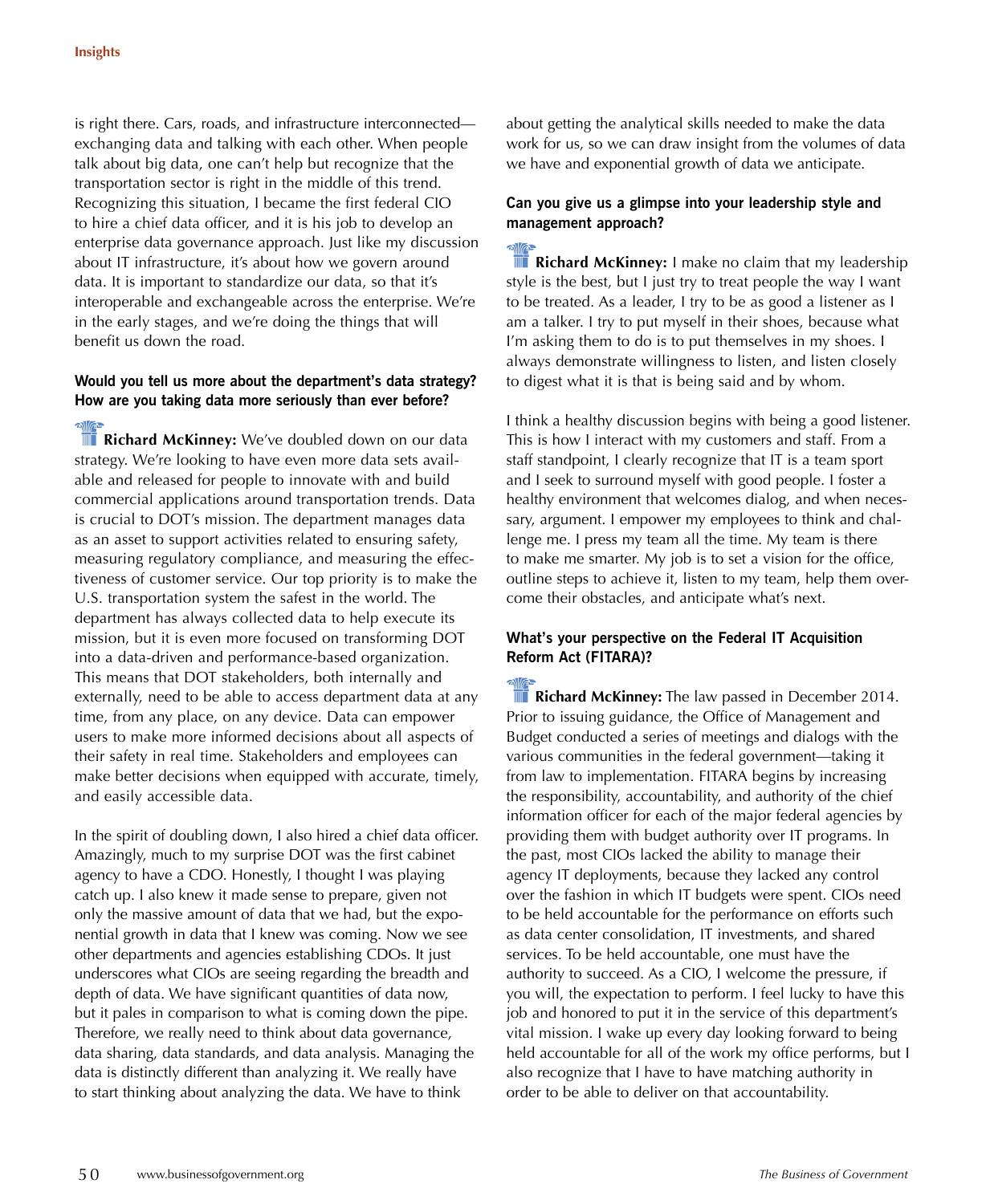is right there. Cars, roads, and infrastructure interconnected—exchanging data and talking with each other. When people talk about big data, one can't help but recognize that the transportation sector is right in the middle of this trend. Recognizing this situation, I became the first federal CIO to hire a chief data officer, and it is his job to develop an enterprise data governance approach. Just like my discussion about IT infrastructure, it's about how we govern around data. It is important to standardize our data, so that it's interoperable and exchangeable across the enterprise. We're in the early stages, and we're doing the things that will benefit us down the road.

**Would you tell us more about the department's data strategy? How are you taking data more seriously than ever before?**

**Richard McKinney:** We've doubled down on our data strategy. We're looking to have even more data sets available and released for people to innovate with and build commercial applications around transportation trends. Data is crucial to DOT's mission. The department manages data as an asset to support activities related to ensuring safety, measuring regulatory compliance, and measuring the effectiveness of customer service. Our top priority is to make the U.S. transportation system the safest in the world. The department has always collected data to help execute its mission, but it is even more focused on transforming DOT into a data-driven and performance-based organization. This means that DOT stakeholders, both internally and externally, need to be able to access department data at any time, from any place, on any device. Data can empower users to make more informed decisions about all aspects of their safety in real time. Stakeholders and employees can make better decisions when equipped with accurate, timely, and easily accessible data.

In the spirit of doubling down, I also hired a chief data officer. Amazingly, much to my surprise DOT was the first cabinet agency to have a CDO. Honestly, I thought I was playing catch up. I also knew it made sense to prepare, given not only the massive amount of data that we had, but the exponential growth in data that I knew was coming. Now we see other departments and agencies establishing CDOs. It just underscores what CIOs are seeing regarding the breadth and depth of data. We have significant quantities of data now, but it pales in comparison to what is coming down the pipe. Therefore, we really need to think about data governance, data sharing, data standards, and data analysis. Managing the data is distinctly different than analyzing it. We really have to start thinking about analyzing the data. We have to think about getting the analytical skills needed to make the data work for us, so we can draw insight from the volumes of data we have and exponential growth of data we anticipate.

**Can you give us a glimpse into your leadership style and management approach?**

**Richard McKinney:** I make no claim that my leadership style is the best, but I just try to treat people the way I want to be treated. As a leader, I try to be as good a listener as I am a talker. I try to put myself in their shoes, because what I'm asking them to do is to put themselves in my shoes. I always demonstrate willingness to listen, and listen closely to digest what it is that is being said and by whom.

I think a healthy discussion begins with being a good listener. This is how I interact with my customers and staff. From a staff standpoint, I clearly recognize that IT is a team sport and I seek to surround myself with good people. I foster a healthy environment that welcomes dialog, and when necessary, argument. I empower my employees to think and challenge me. I press my team all the time. My team is there to make me smarter. My job is to set a vision for the office, outline steps to achieve it, listen to my team, help them overcome their obstacles, and anticipate what's next.

**What's your perspective on the Federal IT Acquisition Reform Act (FITARA)?**

**Richard McKinney:** The law passed in December 2014. Prior to issuing guidance, the Office of Management and Budget conducted a series of meetings and dialogs with the various communities in the federal government—taking it from law to implementation. FITARA begins by increasing the responsibility, accountability, and authority of the chief information officer for each of the major federal agencies by providing them with budget authority over IT programs. In the past, most CIOs lacked the ability to manage their agency IT deployments, because they lacked any control over the fashion in which IT budgets were spent. CIOs need to be held accountable for the performance on efforts such as data center consolidation, IT investments, and shared services. To be held accountable, one must have the authority to succeed. As a CIO, I welcome the pressure, if you will, the expectation to perform. I feel lucky to have this job and honored to put it in the service of this department's vital mission. I wake up every day looking forward to being held accountable for all of the work my office performs, but I also recognize that I have to have matching authority in order to be able to deliver on that accountability.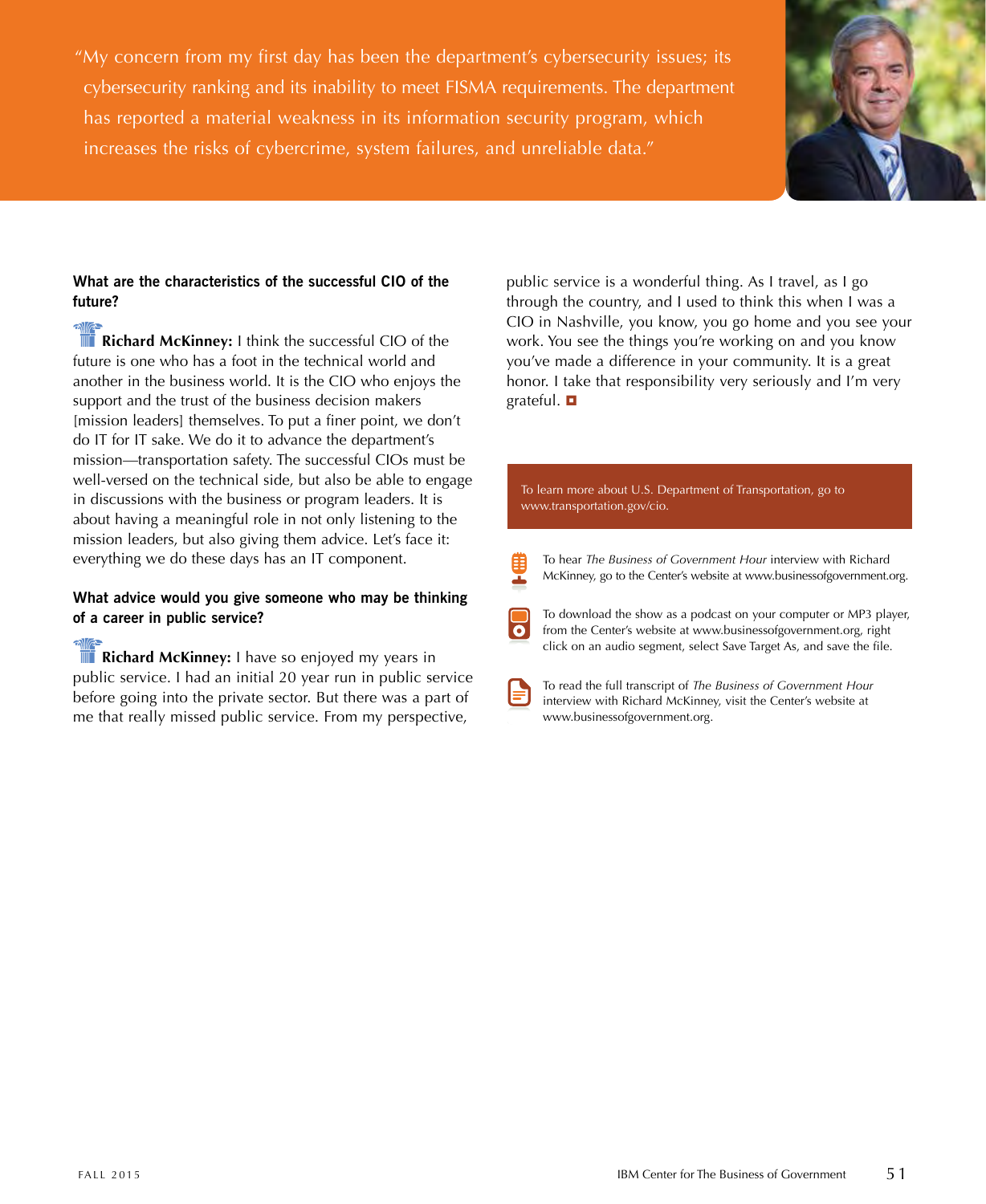"My concern from my first day has been the department's cybersecurity issues; its cybersecurity ranking and its inability to meet FISMA requirements. The department has reported a material weakness in its information security program, which increases the risks of cybercrime, system failures, and unreliable data."

**What are the characteristics of the successful CIO of the future?**

**Richard McKinney:** I think the successful CIO of the future is one who has a foot in the technical world and another in the business world. It is the CIO who enjoys the support and the trust of the business decision makers [mission leaders] themselves. To put a finer point, we don't do IT for IT sake. We do it to advance the department's mission—transportation safety. The successful CIOs must be well-versed on the technical side, but also be able to engage in discussions with the business or program leaders. It is about having a meaningful role in not only listening to the mission leaders, but also giving them advice. Let's face it: everything we do these days has an IT component.

**What advice would you give someone who may be thinking of a career in public service?**

**Richard McKinney:** I have so enjoyed my years in public service. I had an initial 20 year run in public service before going into the private sector. But there was a part of me that really missed public service. From my perspective, public service is a wonderful thing. As I travel, as I go through the country, and I used to think this when I was a CIO in Nashville, you know, you go home and you see your work. You see the things you're working on and you know you've made a difference in your community. It is a great honor. I take that responsibility very seriously and I'm very grateful.

To learn more about U.S. Department of Transportation, go to www.transportation.gov/cio.

To hear *The Business of Government Hour* interview with Richard McKinney, go to the Center's website at www.businessofgovernment.org.

To download the show as a podcast on your computer or MP3 player, from the Center's website at www.businessofgovernment.org, right click on an audio segment, select Save Target As, and save the file.

To read the full transcript of *The Business of Government Hour* interview with Richard McKinney, visit the Center's website at www.businessofgovernment.org.